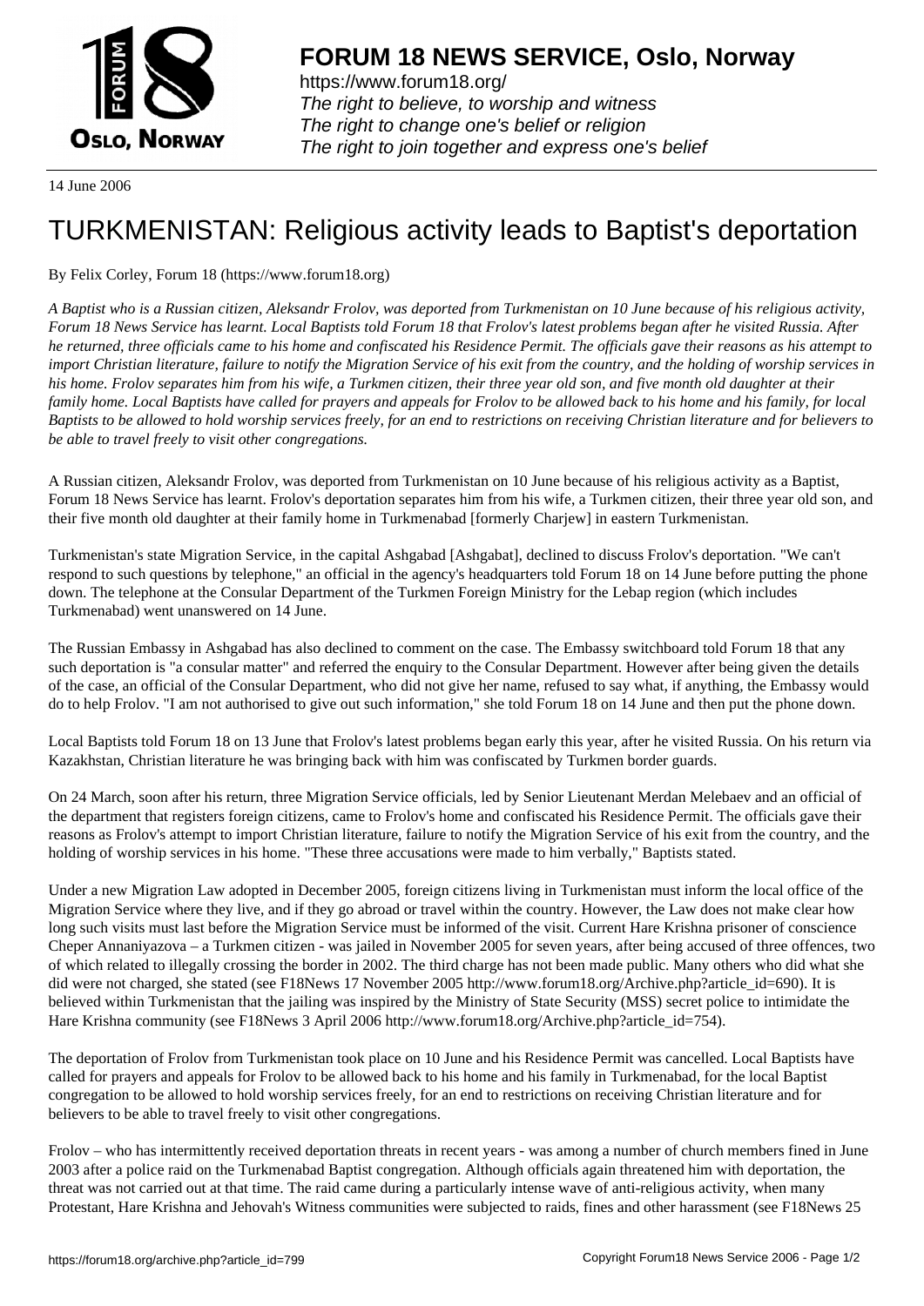**FORUM 18 NEWS SERVICE, Oslo, Norway**

https://www.forum18.org/
*The right to believe, to worship and witness*
*The right to change one's belief or religion*
*The right to join together and express one's belief*

14 June 2006

# TURKMENISTAN: Religious activity leads to Baptist's deportation

By Felix Corley, Forum 18 (https://www.forum18.org)

*A Baptist who is a Russian citizen, Aleksandr Frolov, was deported from Turkmenistan on 10 June because of his religious activity, Forum 18 News Service has learnt. Local Baptists told Forum 18 that Frolov's latest problems began after he visited Russia. After he returned, three officials came to his home and confiscated his Residence Permit. The officials gave their reasons as his attempt to import Christian literature, failure to notify the Migration Service of his exit from the country, and the holding of worship services in his home. Frolov separates him from his wife, a Turkmen citizen, their three year old son, and five month old daughter at their family home. Local Baptists have called for prayers and appeals for Frolov to be allowed back to his home and his family, for local Baptists to be allowed to hold worship services freely, for an end to restrictions on receiving Christian literature and for believers to be able to travel freely to visit other congregations.*

A Russian citizen, Aleksandr Frolov, was deported from Turkmenistan on 10 June because of his religious activity as a Baptist, Forum 18 News Service has learnt. Frolov's deportation separates him from his wife, a Turkmen citizen, their three year old son, and their five month old daughter at their family home in Turkmenabad [formerly Charjew] in eastern Turkmenistan.

Turkmenistan's state Migration Service, in the capital Ashgabad [Ashgabat], declined to discuss Frolov's deportation. "We can't respond to such questions by telephone," an official in the agency's headquarters told Forum 18 on 14 June before putting the phone down. The telephone at the Consular Department of the Turkmen Foreign Ministry for the Lebap region (which includes Turkmenabad) went unanswered on 14 June.

The Russian Embassy in Ashgabad has also declined to comment on the case. The Embassy switchboard told Forum 18 that any such deportation is "a consular matter" and referred the enquiry to the Consular Department. However after being given the details of the case, an official of the Consular Department, who did not give her name, refused to say what, if anything, the Embassy would do to help Frolov. "I am not authorised to give out such information," she told Forum 18 on 14 June and then put the phone down.

Local Baptists told Forum 18 on 13 June that Frolov's latest problems began early this year, after he visited Russia. On his return via Kazakhstan, Christian literature he was bringing back with him was confiscated by Turkmen border guards.

On 24 March, soon after his return, three Migration Service officials, led by Senior Lieutenant Merdan Melebaev and an official of the department that registers foreign citizens, came to Frolov's home and confiscated his Residence Permit. The officials gave their reasons as Frolov's attempt to import Christian literature, failure to notify the Migration Service of his exit from the country, and the holding of worship services in his home. "These three accusations were made to him verbally," Baptists stated.

Under a new Migration Law adopted in December 2005, foreign citizens living in Turkmenistan must inform the local office of the Migration Service where they live, and if they go abroad or travel within the country. However, the Law does not make clear how long such visits must last before the Migration Service must be informed of the visit. Current Hare Krishna prisoner of conscience Cheper Annaniyazova – a Turkmen citizen - was jailed in November 2005 for seven years, after being accused of three offences, two of which related to illegally crossing the border in 2002. The third charge has not been made public. Many others who did what she did were not charged, she stated (see F18News 17 November 2005 http://www.forum18.org/Archive.php?article_id=690). It is believed within Turkmenistan that the jailing was inspired by the Ministry of State Security (MSS) secret police to intimidate the Hare Krishna community (see F18News 3 April 2006 http://www.forum18.org/Archive.php?article_id=754).

The deportation of Frolov from Turkmenistan took place on 10 June and his Residence Permit was cancelled. Local Baptists have called for prayers and appeals for Frolov to be allowed back to his home and his family in Turkmenabad, for the local Baptist congregation to be allowed to hold worship services freely, for an end to restrictions on receiving Christian literature and for believers to be able to travel freely to visit other congregations.

Frolov – who has intermittently received deportation threats in recent years - was among a number of church members fined in June 2003 after a police raid on the Turkmenabad Baptist congregation. Although officials again threatened him with deportation, the threat was not carried out at that time. The raid came during a particularly intense wave of anti-religious activity, when many Protestant, Hare Krishna and Jehovah's Witness communities were subjected to raids, fines and other harassment (see F18News 25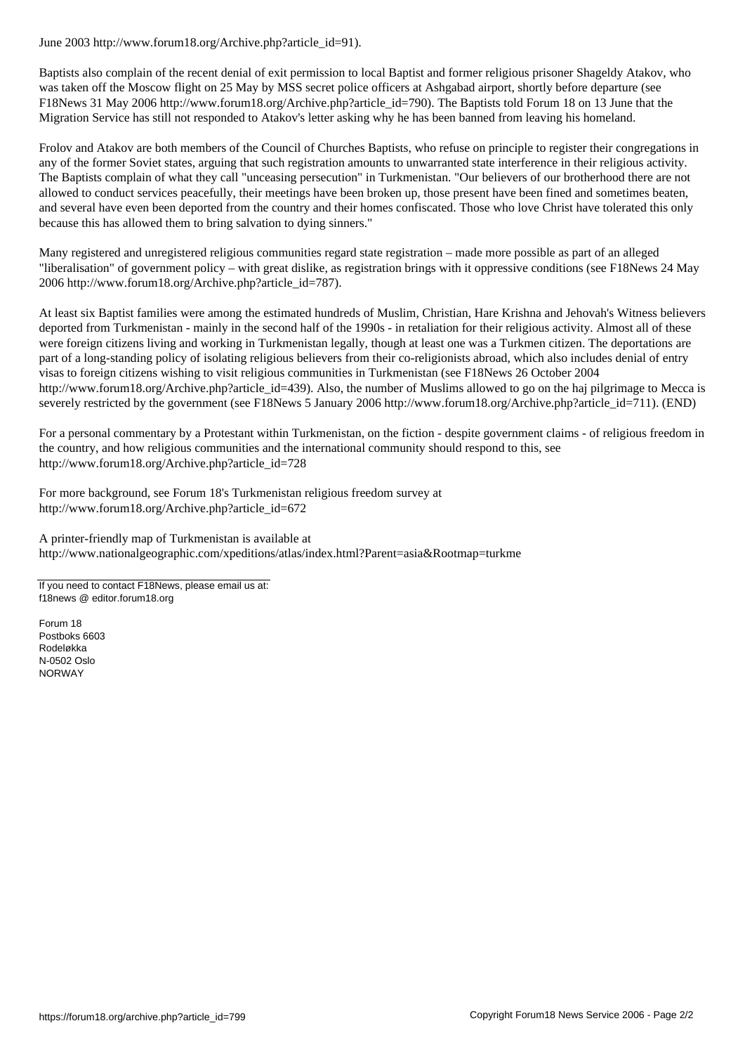June 2003 http://www.forum18.org/Archive.php?article_id=91).

Baptists also complain of the recent denial of exit permission to local Baptist and former religious prisoner Shageldy Atakov, who was taken off the Moscow flight on 25 May by MSS secret police officers at Ashgabad airport, shortly before departure (see F18News 31 May 2006 http://www.forum18.org/Archive.php?article_id=790). The Baptists told Forum 18 on 13 June that the Migration Service has still not responded to Atakov's letter asking why he has been banned from leaving his homeland.

Frolov and Atakov are both members of the Council of Churches Baptists, who refuse on principle to register their congregations in any of the former Soviet states, arguing that such registration amounts to unwarranted state interference in their religious activity. The Baptists complain of what they call "unceasing persecution" in Turkmenistan. "Our believers of our brotherhood there are not allowed to conduct services peacefully, their meetings have been broken up, those present have been fined and sometimes beaten, and several have even been deported from the country and their homes confiscated. Those who love Christ have tolerated this only because this has allowed them to bring salvation to dying sinners."

Many registered and unregistered religious communities regard state registration – made more possible as part of an alleged "liberalisation" of government policy – with great dislike, as registration brings with it oppressive conditions (see F18News 24 May 2006 http://www.forum18.org/Archive.php?article_id=787).

At least six Baptist families were among the estimated hundreds of Muslim, Christian, Hare Krishna and Jehovah's Witness believers deported from Turkmenistan - mainly in the second half of the 1990s - in retaliation for their religious activity. Almost all of these were foreign citizens living and working in Turkmenistan legally, though at least one was a Turkmen citizen. The deportations are part of a long-standing policy of isolating religious believers from their co-religionists abroad, which also includes denial of entry visas to foreign citizens wishing to visit religious communities in Turkmenistan (see F18News 26 October 2004 http://www.forum18.org/Archive.php?article_id=439). Also, the number of Muslims allowed to go on the haj pilgrimage to Mecca is severely restricted by the government (see F18News 5 January 2006 http://www.forum18.org/Archive.php?article_id=711). (END)

For a personal commentary by a Protestant within Turkmenistan, on the fiction - despite government claims - of religious freedom in the country, and how religious communities and the international community should respond to this, see http://www.forum18.org/Archive.php?article_id=728

For more background, see Forum 18's Turkmenistan religious freedom survey at http://www.forum18.org/Archive.php?article_id=672

A printer-friendly map of Turkmenistan is available at http://www.nationalgeographic.com/xpeditions/atlas/index.html?Parent=asia&Rootmap=turkme

If you need to contact F18News, please email us at:
f18news @ editor.forum18.org

Forum 18
Postboks 6603
Rodeløkka
N-0502 Oslo
NORWAY